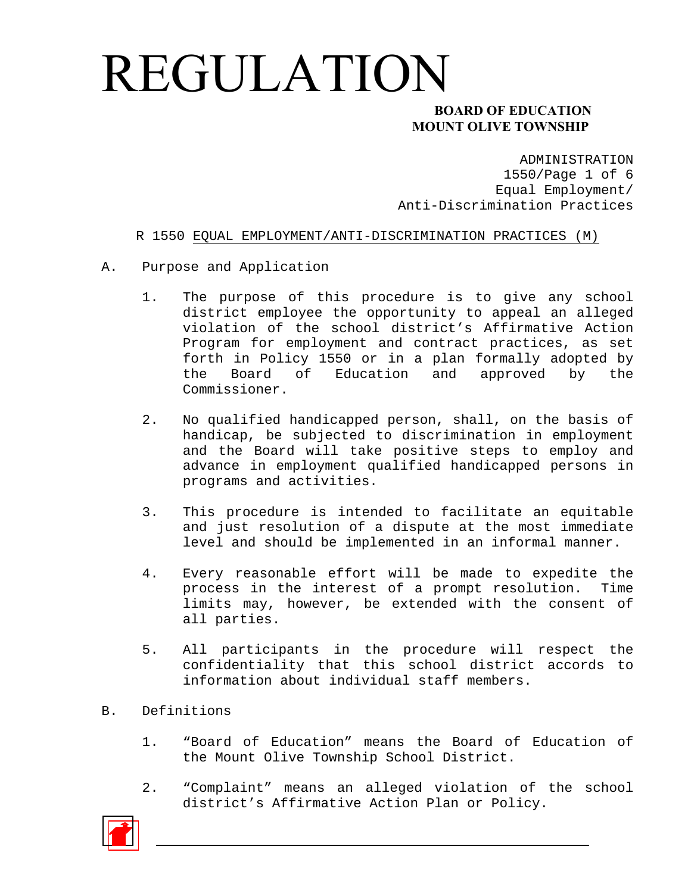# REGULATION

**BOARD OF EDUCATION**
**MOUNT OLIVE TOWNSHIP**

ADMINISTRATION
1550/Page 1 of 6
Equal Employment/
Anti-Discrimination Practices

R 1550 EQUAL EMPLOYMENT/ANTI-DISCRIMINATION PRACTICES (M)

A. Purpose and Application

1. The purpose of this procedure is to give any school district employee the opportunity to appeal an alleged violation of the school district's Affirmative Action Program for employment and contract practices, as set forth in Policy 1550 or in a plan formally adopted by the Board of Education and approved by the Commissioner.

2. No qualified handicapped person, shall, on the basis of handicap, be subjected to discrimination in employment and the Board will take positive steps to employ and advance in employment qualified handicapped persons in programs and activities.

3. This procedure is intended to facilitate an equitable and just resolution of a dispute at the most immediate level and should be implemented in an informal manner.

4. Every reasonable effort will be made to expedite the process in the interest of a prompt resolution. Time limits may, however, be extended with the consent of all parties.

5. All participants in the procedure will respect the confidentiality that this school district accords to information about individual staff members.

B. Definitions

1. "Board of Education" means the Board of Education of the Mount Olive Township School District.

2. "Complaint" means an alleged violation of the school district's Affirmative Action Plan or Policy.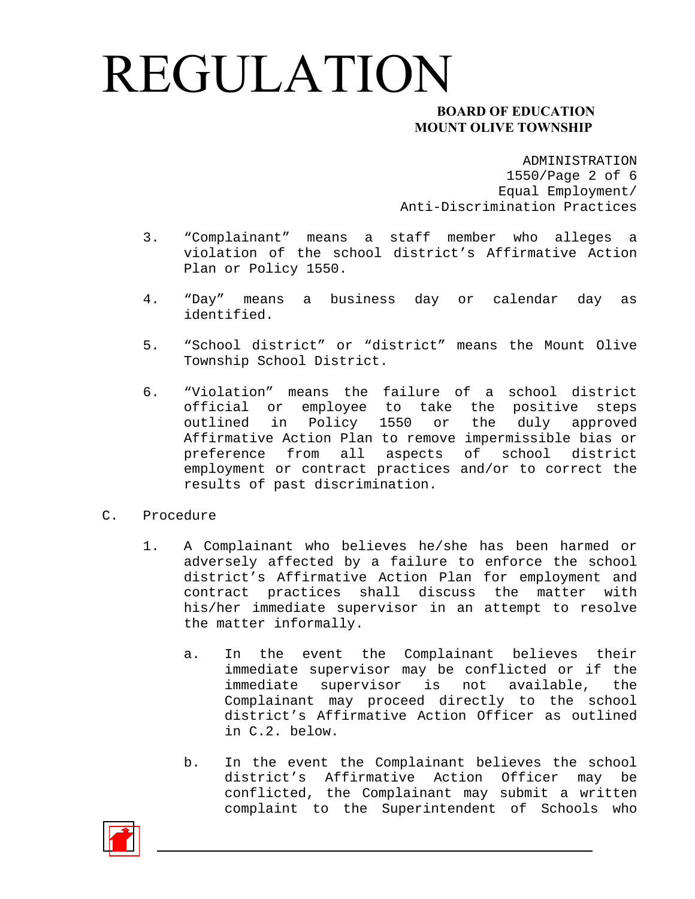3. "Complainant" means a staff member who alleges a violation of the school district's Affirmative Action Plan or Policy 1550.

4. "Day" means a business day or calendar day as identified.

5. "School district" or "district" means the Mount Olive Township School District.

6. "Violation" means the failure of a school district official or employee to take the positive steps outlined in Policy 1550 or the duly approved Affirmative Action Plan to remove impermissible bias or preference from all aspects of school district employment or contract practices and/or to correct the results of past discrimination.

C. Procedure

1. A Complainant who believes he/she has been harmed or adversely affected by a failure to enforce the school district's Affirmative Action Plan for employment and contract practices shall discuss the matter with his/her immediate supervisor in an attempt to resolve the matter informally.

   a. In the event the Complainant believes their immediate supervisor may be conflicted or if the immediate supervisor is not available, the Complainant may proceed directly to the school district's Affirmative Action Officer as outlined in C.2. below.

   b. In the event the Complainant believes the school district's Affirmative Action Officer may be conflicted, the Complainant may submit a written complaint to the Superintendent of Schools who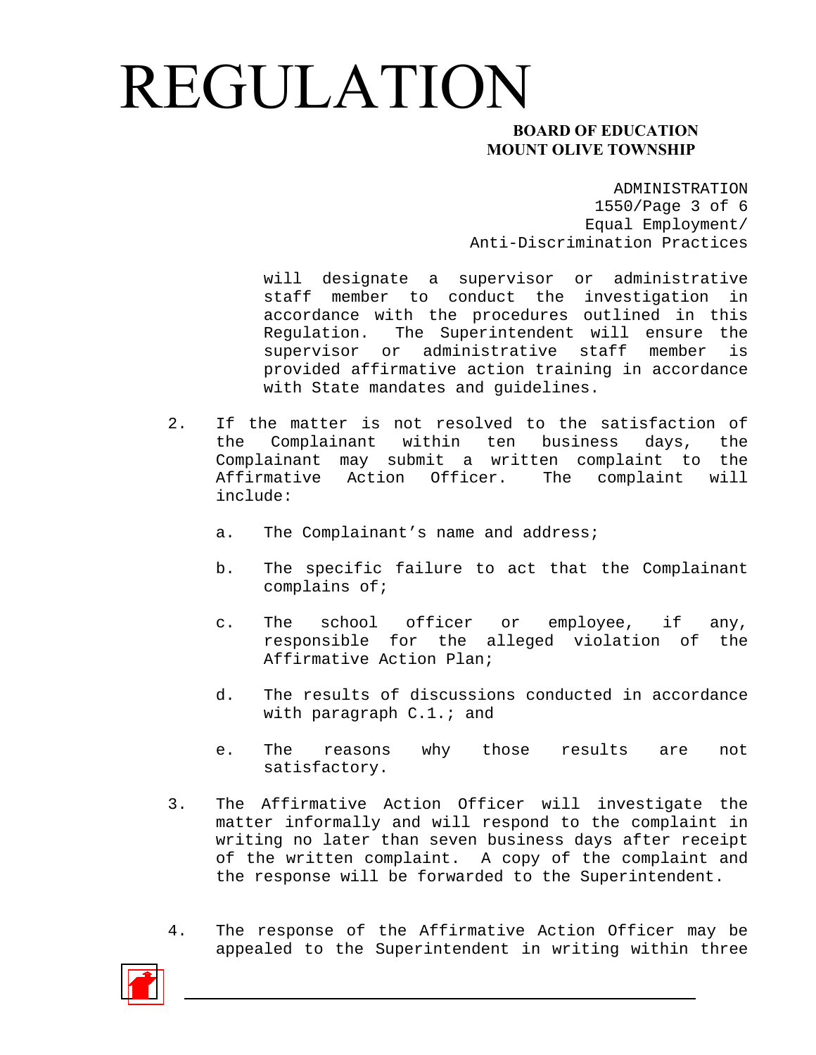will designate a supervisor or administrative staff member to conduct the investigation in accordance with the procedures outlined in this Regulation. The Superintendent will ensure the supervisor or administrative staff member is provided affirmative action training in accordance with State mandates and guidelines.

2. If the matter is not resolved to the satisfaction of the Complainant within ten business days, the Complainant may submit a written complaint to the Affirmative Action Officer. The complaint will include:

   a. The Complainant's name and address;

   b. The specific failure to act that the Complainant complains of;

   c. The school officer or employee, if any, responsible for the alleged violation of the Affirmative Action Plan;

   d. The results of discussions conducted in accordance with paragraph C.1.; and

   e. The reasons why those results are not satisfactory.

3. The Affirmative Action Officer will investigate the matter informally and will respond to the complaint in writing no later than seven business days after receipt of the written complaint. A copy of the complaint and the response will be forwarded to the Superintendent.

4. The response of the Affirmative Action Officer may be appealed to the Superintendent in writing within three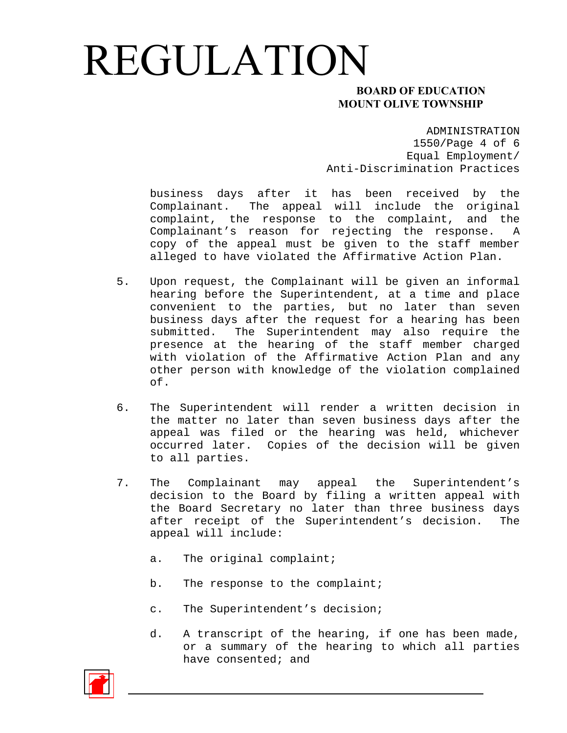business days after it has been received by the Complainant. The appeal will include the original complaint, the response to the complaint, and the Complainant's reason for rejecting the response. A copy of the appeal must be given to the staff member alleged to have violated the Affirmative Action Plan.

5. Upon request, the Complainant will be given an informal hearing before the Superintendent, at a time and place convenient to the parties, but no later than seven business days after the request for a hearing has been submitted. The Superintendent may also require the presence at the hearing of the staff member charged with violation of the Affirmative Action Plan and any other person with knowledge of the violation complained of.

6. The Superintendent will render a written decision in the matter no later than seven business days after the appeal was filed or the hearing was held, whichever occurred later. Copies of the decision will be given to all parties.

7. The Complainant may appeal the Superintendent's decision to the Board by filing a written appeal with the Board Secretary no later than three business days after receipt of the Superintendent's decision. The appeal will include:

   a. The original complaint;

   b. The response to the complaint;

   c. The Superintendent's decision;

   d. A transcript of the hearing, if one has been made, or a summary of the hearing to which all parties have consented; and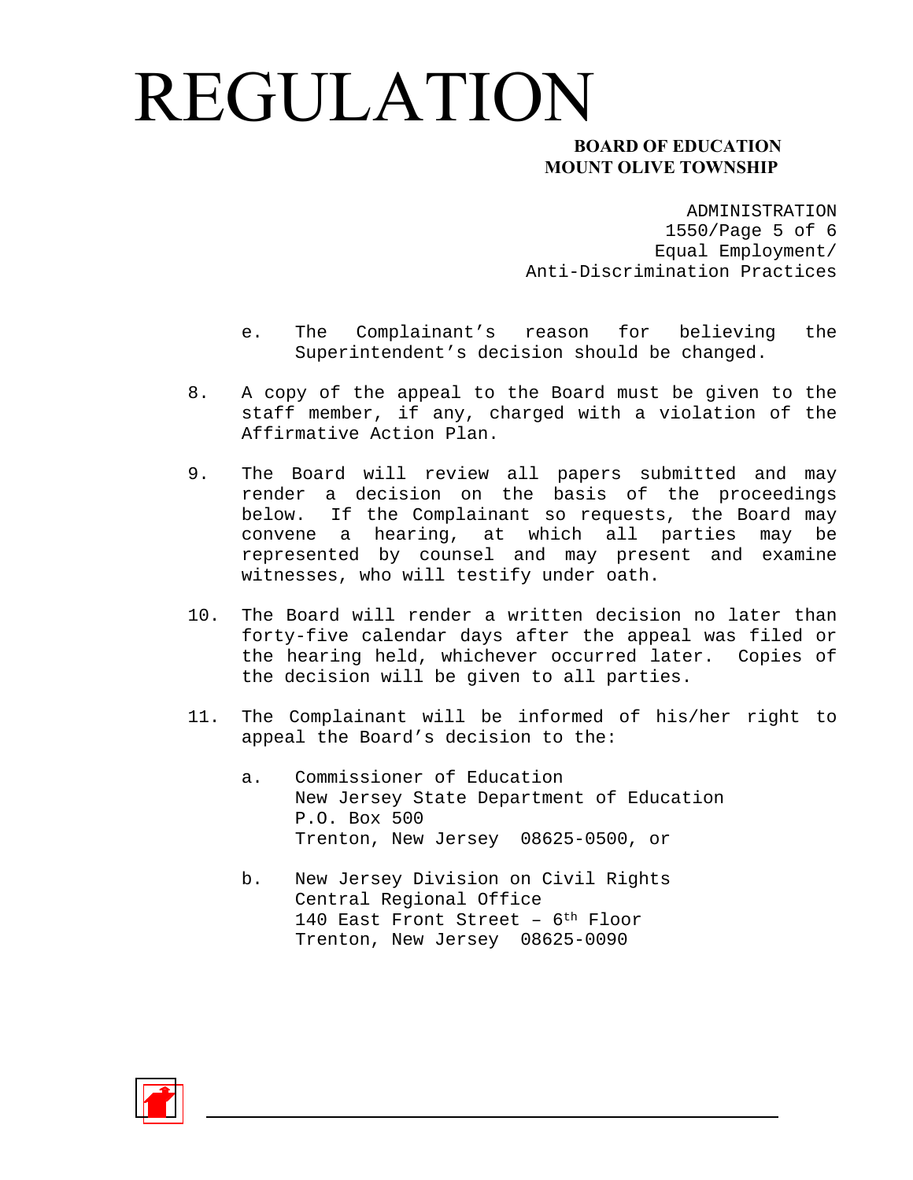e. The Complainant's reason for believing the Superintendent's decision should be changed.

8. A copy of the appeal to the Board must be given to the staff member, if any, charged with a violation of the Affirmative Action Plan.

9. The Board will review all papers submitted and may render a decision on the basis of the proceedings below. If the Complainant so requests, the Board may convene a hearing, at which all parties may be represented by counsel and may present and examine witnesses, who will testify under oath.

10. The Board will render a written decision no later than forty-five calendar days after the appeal was filed or the hearing held, whichever occurred later. Copies of the decision will be given to all parties.

11. The Complainant will be informed of his/her right to appeal the Board's decision to the:

    a. Commissioner of Education
       New Jersey State Department of Education
       P.O. Box 500
       Trenton, New Jersey 08625-0500, or

    b. New Jersey Division on Civil Rights
       Central Regional Office
       140 East Front Street – 6th Floor
       Trenton, New Jersey 08625-0090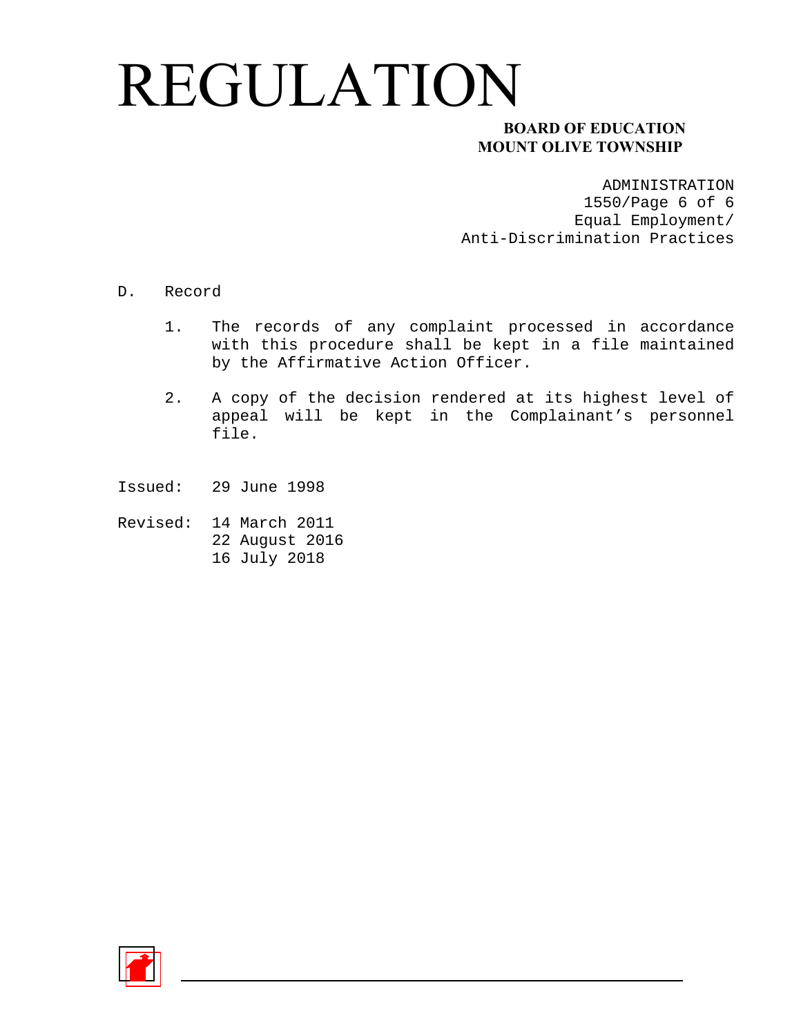D. Record

1. The records of any complaint processed in accordance with this procedure shall be kept in a file maintained by the Affirmative Action Officer.

2. A copy of the decision rendered at its highest level of appeal will be kept in the Complainant's personnel file.

Issued: 29 June 1998

Revised: 14 March 2011
22 August 2016
16 July 2018